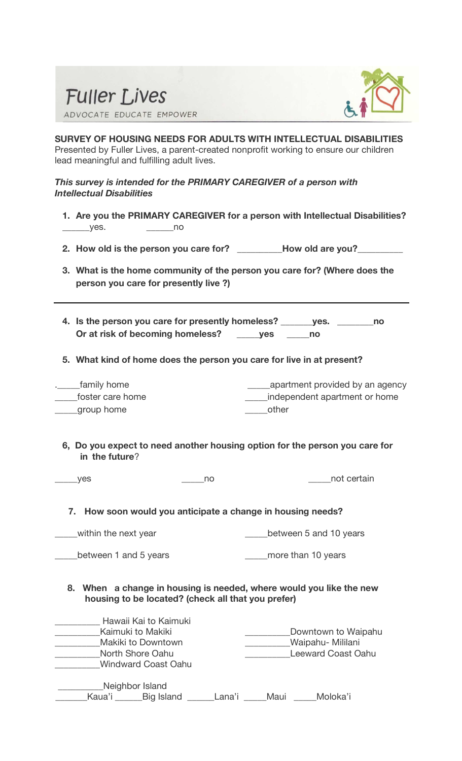# Fuller Lives

ADVOCATE EDUCATE EMPOWER

**SURVEY OF HOUSING NEEDS FOR ADULTS WITH INTELLECTUAL DISABILITIES**
Presented by Fuller Lives, a parent-created nonprofit working to ensure our children lead meaningful and fulfilling adult lives.

***This survey is intended for the PRIMARY CAREGIVER of a person with Intellectual Disabilities***

1. **Are you the PRIMARY CAREGIVER for a person with Intellectual Disabilities?**
   ______yes.  ______no

2. **How old is the person you care for?** _________**How old are you?**_________

3. **What is the home community of the person you care for? (Where does the person you care for presently live ?)**

---

4. **Is the person you care for presently homeless?** _______**yes.** ________**no**
   **Or at risk of becoming homeless?** _____**yes** _____**no**

5. **What kind of home does the person you care for live in at present?**

._____family home
_____foster care home
_____group home
_____apartment provided by an agency
_____independent apartment or home
_____other

6, **Do you expect to need another housing option for the person you care for in the future**?

_____yes  _____no  _____not certain

7. **How soon would you anticipate a change in housing needs?**

_____within the next year
_____between 1 and 5 years
_____between 5 and 10 years
_____more than 10 years

8. **When a change in housing is needed, where would you like the new housing to be located? (check all that you prefer)**

__________ Hawaii Kai to Kaimuki
_________Kaimuki to Makiki
_________Makiki to Downtown
_________North Shore Oahu
_________Windward Coast Oahu
_________Downtown to Waipahu
_________Waipahu- Mililani
_________Leeward Coast Oahu

__________Neighbor Island
_______Kaua'i ______Big Island ______Lana'i _____Maui _____Moloka'i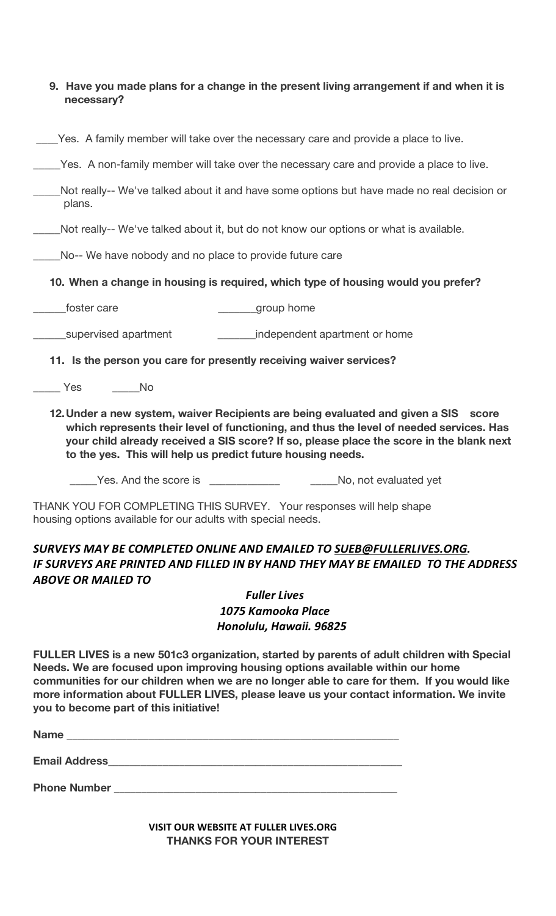**9. Have you made plans for a change in the present living arrangement if and when it is necessary?**

____Yes. A family member will take over the necessary care and provide a place to live.

_____Yes. A non-family member will take over the necessary care and provide a place to live.

_____Not really-- We've talked about it and have some options but have made no real decision or plans.

_____Not really-- We've talked about it, but do not know our options or what is available.

_____No-- We have nobody and no place to provide future care

**10. When a change in housing is required, which type of housing would you prefer?**

______foster care _______group home

______supervised apartment _______independent apartment or home

**11. Is the person you care for presently receiving waiver services?**

_____ Yes _____No

**12. Under a new system, waiver Recipients are being evaluated and given a SIS score which represents their level of functioning, and thus the level of needed services. Has your child already received a SIS score? If so, please place the score in the blank next to the yes. This will help us predict future housing needs.**

_____Yes. And the score is ____________ _____No, not evaluated yet

THANK YOU FOR COMPLETING THIS SURVEY. Your responses will help shape housing options available for our adults with special needs.

***SURVEYS MAY BE COMPLETED ONLINE AND EMAILED TO SUEB@FULLERLIVES.ORG. IF SURVEYS ARE PRINTED AND FILLED IN BY HAND THEY MAY BE EMAILED TO THE ADDRESS ABOVE OR MAILED TO***

***Fuller Lives***
***1075 Kamooka Place***
***Honolulu, Hawaii. 96825***

**FULLER LIVES is a new 501c3 organization, started by parents of adult children with Special Needs. We are focused upon improving housing options available within our home communities for our children when we are no longer able to care for them. If you would like more information about FULLER LIVES, please leave us your contact information. We invite you to become part of this initiative!**

**Name** ____________________________________________________________

**Email Address**______________________________________________________

**Phone Number** ____________________________________________________

**VISIT OUR WEBSITE AT FULLER LIVES.ORG**
**THANKS FOR YOUR INTEREST**